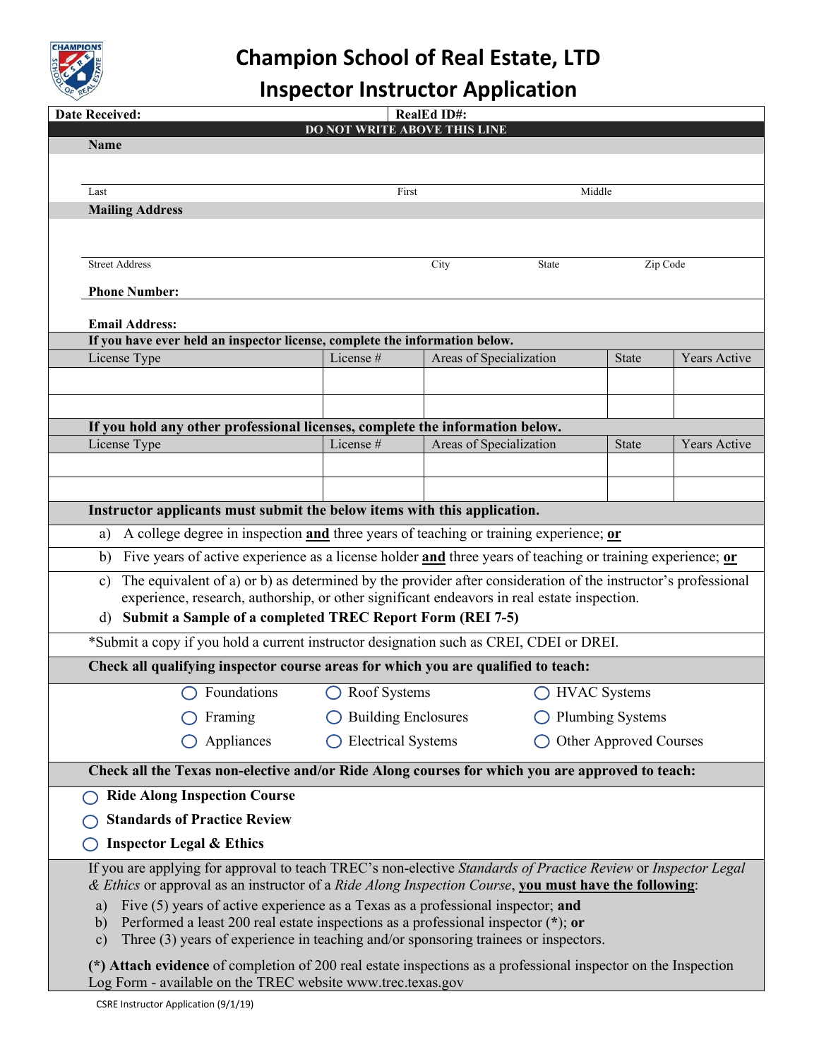# Champion School of Real Estate, LTD

## Inspector Instructor Application

| Date Received: | RealEd ID#: |
|---|---|

**DO NOT WRITE ABOVE THIS LINE**

**Name**

Last First Middle

**Mailing Address**

Street Address City State Zip Code

**Phone Number:**

**Email Address:**

**If you have ever held an inspector license, complete the information below.**

| License Type | License # | Areas of Specialization | State | Years Active |
|---|---|---|---|---|
| | | | | |
| | | | | |

**If you hold any other professional licenses, complete the information below.**

| License Type | License # | Areas of Specialization | State | Years Active |
|---|---|---|---|---|
| | | | | |
| | | | | |

**Instructor applicants must submit the below items with this application.**

a) A college degree in inspection **and** three years of teaching or training experience; **or**

b) Five years of active experience as a license holder **and** three years of teaching or training experience; **or**

c) The equivalent of a) or b) as determined by the provider after consideration of the instructor's professional experience, research, authorship, or other significant endeavors in real estate inspection.

d) **Submit a Sample of a completed TREC Report Form (REI 7-5)**

*Submit a copy if you hold a current instructor designation such as CREI, CDEI or DREI.

**Check all qualifying inspector course areas for which you are qualified to teach:**

- ◯ Foundations
- ◯ Framing
- ◯ Appliances
- ◯ Roof Systems
- ◯ Building Enclosures
- ◯ Electrical Systems
- ◯ HVAC Systems
- ◯ Plumbing Systems
- ◯ Other Approved Courses

**Check all the Texas non-elective and/or Ride Along courses for which you are approved to teach:**

- ◯ **Ride Along Inspection Course**
- ◯ **Standards of Practice Review**
- ◯ **Inspector Legal & Ethics**

If you are applying for approval to teach TREC's non-elective *Standards of Practice Review* or *Inspector Legal & Ethics* or approval as an instructor of a *Ride Along Inspection Course*, **you must have the following**:

a) Five (5) years of active experience as a Texas as a professional inspector; **and**

b) Performed a least 200 real estate inspections as a professional inspector (**\***); **or**

c) Three (3) years of experience in teaching and/or sponsoring trainees or inspectors.

**(\*) Attach evidence** of completion of 200 real estate inspections as a professional inspector on the Inspection Log Form - available on the TREC website www.trec.texas.gov

CSRE Instructor Application (9/1/19)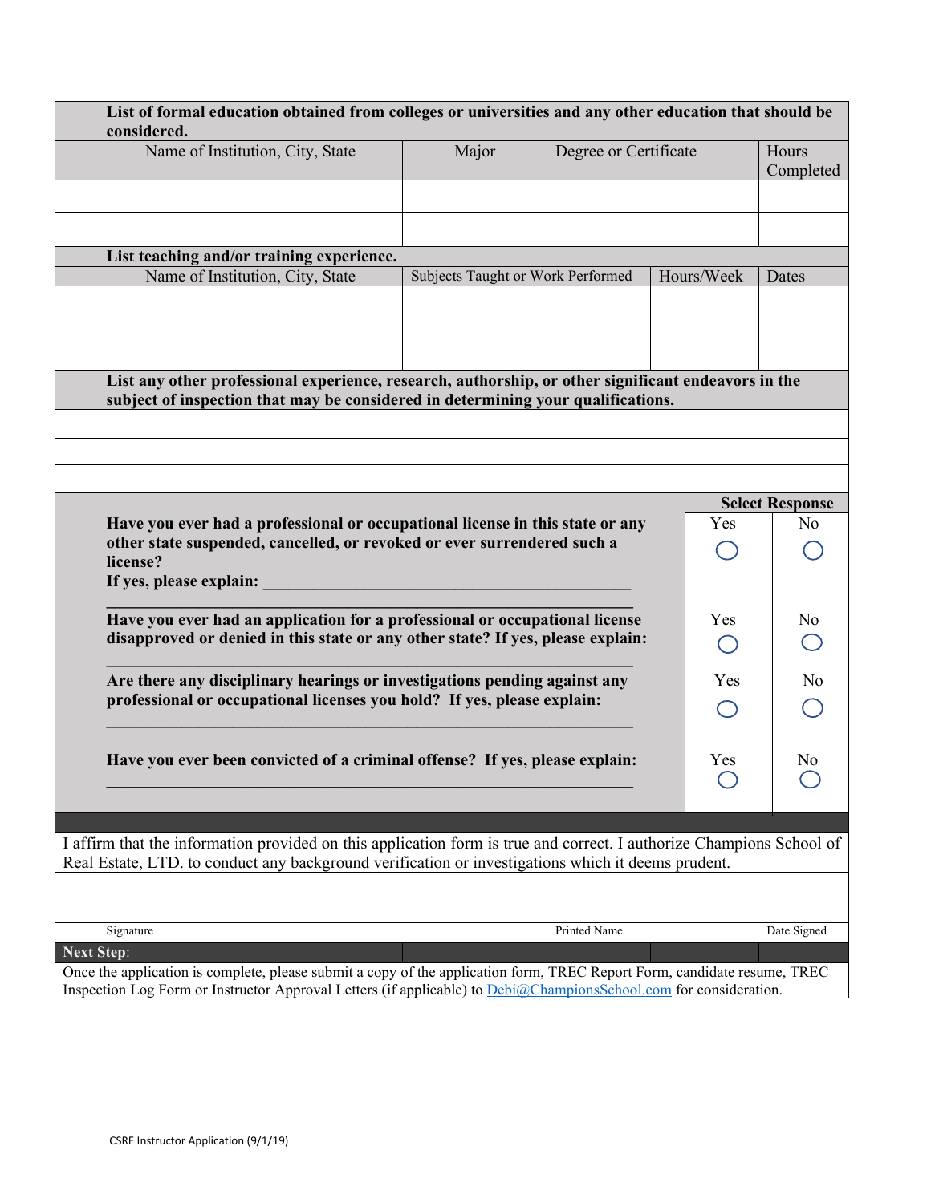**List of formal education obtained from colleges or universities and any other education that should be considered.**

| Name of Institution, City, State | Major | Degree or Certificate | Hours Completed |
|---|---|---|---|
| | | | |
| | | | |

**List teaching and/or training experience.**

| Name of Institution, City, State | Subjects Taught or Work Performed | | Hours/Week | Dates |
|---|---|---|---|---|
| | | | | |
| | | | | |
| | | | | |

**List any other professional experience, research, authorship, or other significant endeavors in the subject of inspection that may be considered in determining your qualifications.**

| |
|---|
| |
| |
| |

| | Select Response | |
|---|---|---|
| **Have you ever had a professional or occupational license in this state or any other state suspended, cancelled, or revoked or ever surrendered such a license?** **If yes, please explain: ______________________________________________ ______________________________________________** | Yes ◯ | No ◯ |
| **Have you ever had an application for a professional or occupational license disapproved or denied in this state or any other state? If yes, please explain: ______________________________________________** | Yes ◯ | No ◯ |
| **Are there any disciplinary hearings or investigations pending against any professional or occupational licenses you hold? If yes, please explain: ______________________________________________** | Yes ◯ | No ◯ |
| **Have you ever been convicted of a criminal offense? If yes, please explain: ______________________________________________** | Yes ◯ | No ◯ |

I affirm that the information provided on this application form is true and correct. I authorize Champions School of Real Estate, LTD. to conduct any background verification or investigations which it deems prudent.

| Signature | Printed Name | Date Signed |
|---|---|---|
| | | |

**Next Step**:

Once the application is complete, please submit a copy of the application form, TREC Report Form, candidate resume, TREC Inspection Log Form or Instructor Approval Letters (if applicable) to Debi@ChampionsSchool.com for consideration.

CSRE Instructor Application (9/1/19)